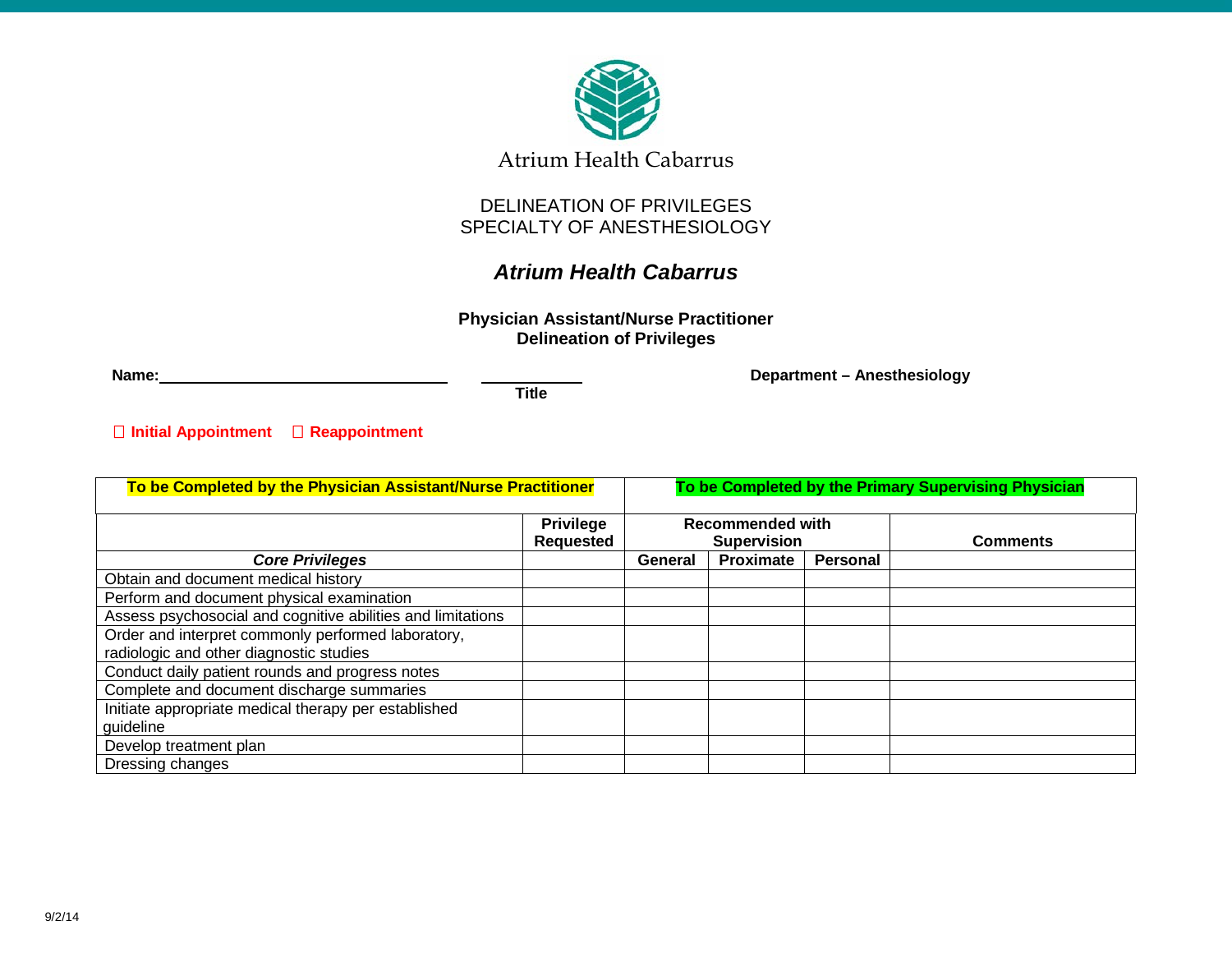Atrium Health Cabarrus

DELINEATION OF PRIVILEGES
SPECIALTY OF ANESTHESIOLOGY

## *Atrium Health Cabarrus*

**Physician Assistant/Nurse Practitioner**
**Delineation of Privileges**

**Name:**\_\_\_\_\_\_\_\_\_\_\_\_\_\_\_\_\_\_\_\_\_\_\_\_\_\_\_\_\_\_\_\_\_\_ \_\_\_\_\_\_\_\_\_\_\_\_ **Title** **Department – Anesthesiology**

☐ **Initial Appointment** ☐ **Reappointment**

| **To be Completed by the Physician Assistant/Nurse Practitioner** | | **To be Completed by the Primary Supervising Physician** | | | |
|---|---|---|---|---|---|
| | **Privilege Requested** | **Recommended with Supervision** | | | **Comments** |
| ***Core Privileges*** | | **General** | **Proximate** | **Personal** | |
| Obtain and document medical history | | | | | |
| Perform and document physical examination | | | | | |
| Assess psychosocial and cognitive abilities and limitations | | | | | |
| Order and interpret commonly performed laboratory, radiologic and other diagnostic studies | | | | | |
| Conduct daily patient rounds and progress notes | | | | | |
| Complete and document discharge summaries | | | | | |
| Initiate appropriate medical therapy per established guideline | | | | | |
| Develop treatment plan | | | | | |
| Dressing changes | | | | | |

9/2/14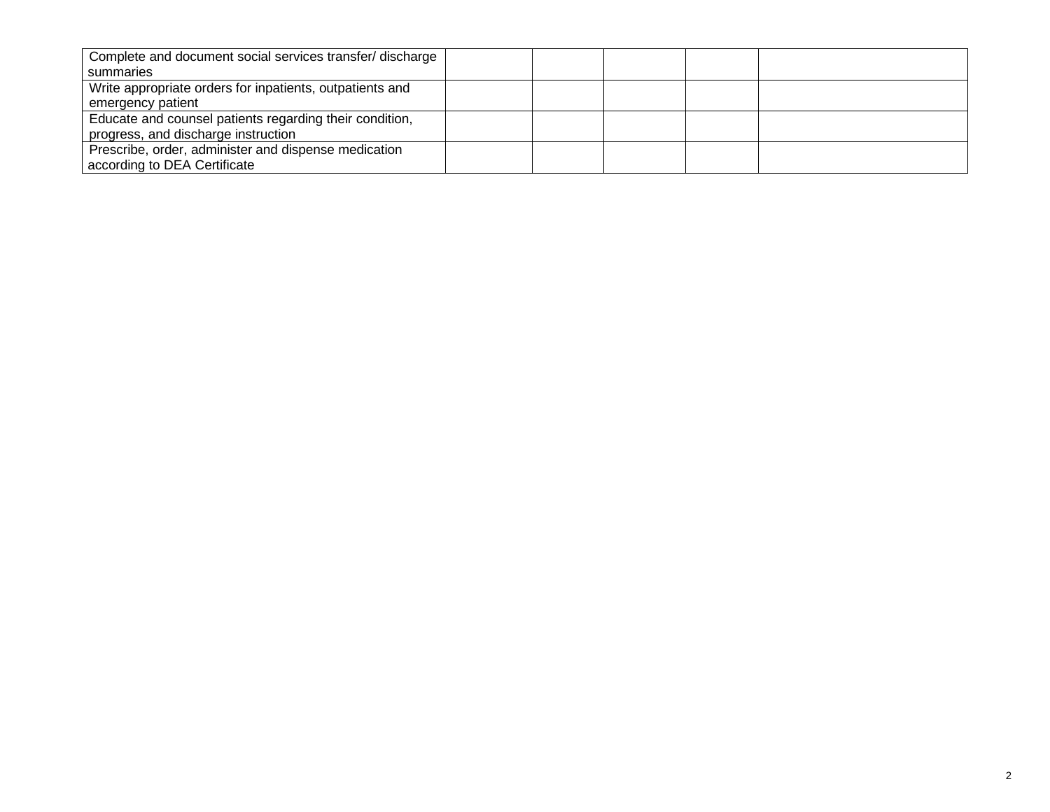| | | | | | |
|---|---|---|---|---|---|
| Complete and document social services transfer/ discharge summaries | | | | | |
| Write appropriate orders for inpatients, outpatients and emergency patient | | | | | |
| Educate and counsel patients regarding their condition, progress, and discharge instruction | | | | | |
| Prescribe, order, administer and dispense medication according to DEA Certificate | | | | | |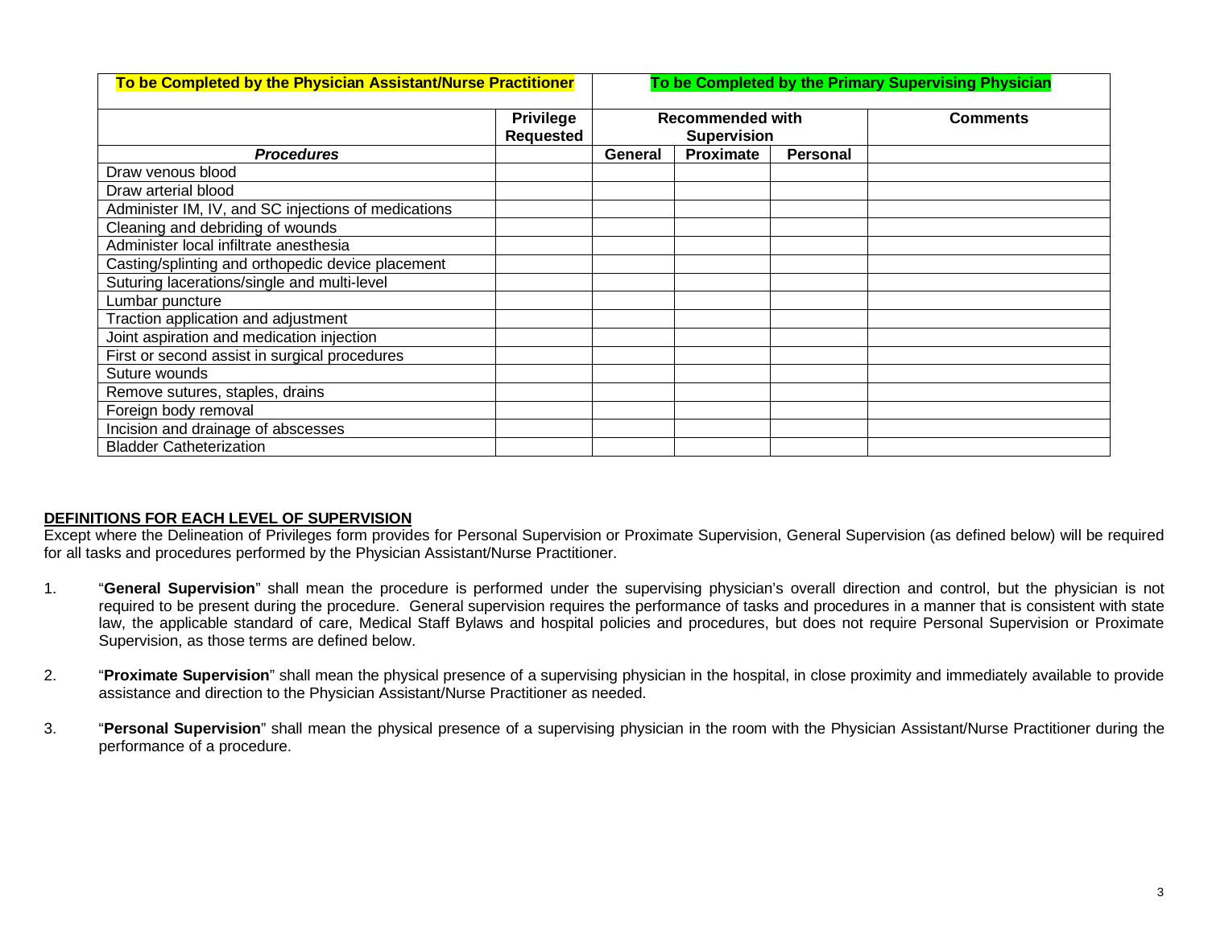| To be Completed by the Physician Assistant/Nurse Practitioner | | To be Completed by the Primary Supervising Physician | | | |
|---|---|---|---|---|---|
| | Privilege Requested | Recommended with Supervision | | | Comments |
| ***Procedures*** | | General | Proximate | Personal | |
| Draw venous blood | | | | | |
| Draw arterial blood | | | | | |
| Administer IM, IV, and SC injections of medications | | | | | |
| Cleaning and debriding of wounds | | | | | |
| Administer local infiltrate anesthesia | | | | | |
| Casting/splinting and orthopedic device placement | | | | | |
| Suturing lacerations/single and multi-level | | | | | |
| Lumbar puncture | | | | | |
| Traction application and adjustment | | | | | |
| Joint aspiration and medication injection | | | | | |
| First or second assist in surgical procedures | | | | | |
| Suture wounds | | | | | |
| Remove sutures, staples, drains | | | | | |
| Foreign body removal | | | | | |
| Incision and drainage of abscesses | | | | | |
| Bladder Catheterization | | | | | |

**DEFINITIONS FOR EACH LEVEL OF SUPERVISION**

Except where the Delineation of Privileges form provides for Personal Supervision or Proximate Supervision, General Supervision (as defined below) will be required for all tasks and procedures performed by the Physician Assistant/Nurse Practitioner.

1. "**General Supervision**" shall mean the procedure is performed under the supervising physician's overall direction and control, but the physician is not required to be present during the procedure. General supervision requires the performance of tasks and procedures in a manner that is consistent with state law, the applicable standard of care, Medical Staff Bylaws and hospital policies and procedures, but does not require Personal Supervision or Proximate Supervision, as those terms are defined below.

2. "**Proximate Supervision**" shall mean the physical presence of a supervising physician in the hospital, in close proximity and immediately available to provide assistance and direction to the Physician Assistant/Nurse Practitioner as needed.

3. "**Personal Supervision**" shall mean the physical presence of a supervising physician in the room with the Physician Assistant/Nurse Practitioner during the performance of a procedure.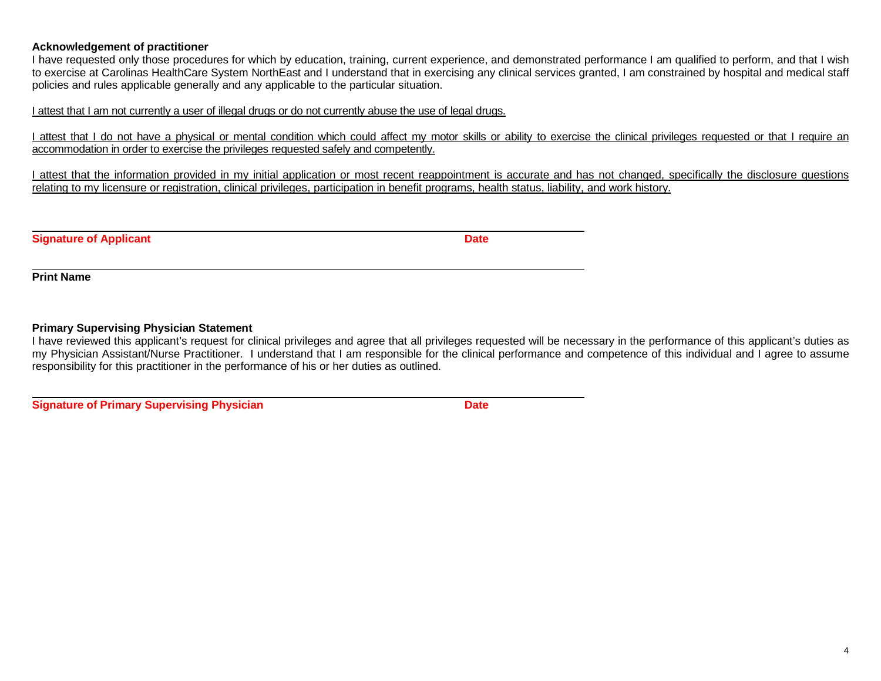**Acknowledgement of practitioner**

I have requested only those procedures for which by education, training, current experience, and demonstrated performance I am qualified to perform, and that I wish to exercise at Carolinas HealthCare System NorthEast and I understand that in exercising any clinical services granted, I am constrained by hospital and medical staff policies and rules applicable generally and any applicable to the particular situation.

<u>I attest that I am not currently a user of illegal drugs or do not currently abuse the use of legal drugs.</u>

<u>I attest that I do not have a physical or mental condition which could affect my motor skills or ability to exercise the clinical privileges requested or that I require an accommodation in order to exercise the privileges requested safely and competently.</u>

<u>I attest that the information provided in my initial application or most recent reappointment is accurate and has not changed, specifically the disclosure questions relating to my licensure or registration, clinical privileges, participation in benefit programs, health status, liability, and work history.</u>

\_\_\_\_\_\_\_\_\_\_\_\_\_\_\_\_\_\_\_\_\_\_\_\_\_\_\_\_\_\_\_\_\_\_\_\_\_\_\_\_\_\_\_\_\_\_\_\_\_\_\_\_\_\_\_\_\_\_

**Signature of Applicant** **Date**

\_\_\_\_\_\_\_\_\_\_\_\_\_\_\_\_\_\_\_\_\_\_\_\_\_\_\_\_\_\_\_\_\_\_\_\_\_\_\_\_\_\_\_\_\_\_\_\_\_\_\_\_\_\_\_\_\_\_

**Print Name**

**Primary Supervising Physician Statement**

I have reviewed this applicant's request for clinical privileges and agree that all privileges requested will be necessary in the performance of this applicant's duties as my Physician Assistant/Nurse Practitioner. I understand that I am responsible for the clinical performance and competence of this individual and I agree to assume responsibility for this practitioner in the performance of his or her duties as outlined.

\_\_\_\_\_\_\_\_\_\_\_\_\_\_\_\_\_\_\_\_\_\_\_\_\_\_\_\_\_\_\_\_\_\_\_\_\_\_\_\_\_\_\_\_\_\_\_\_\_\_\_\_\_\_\_\_\_\_

**Signature of Primary Supervising Physician** **Date**